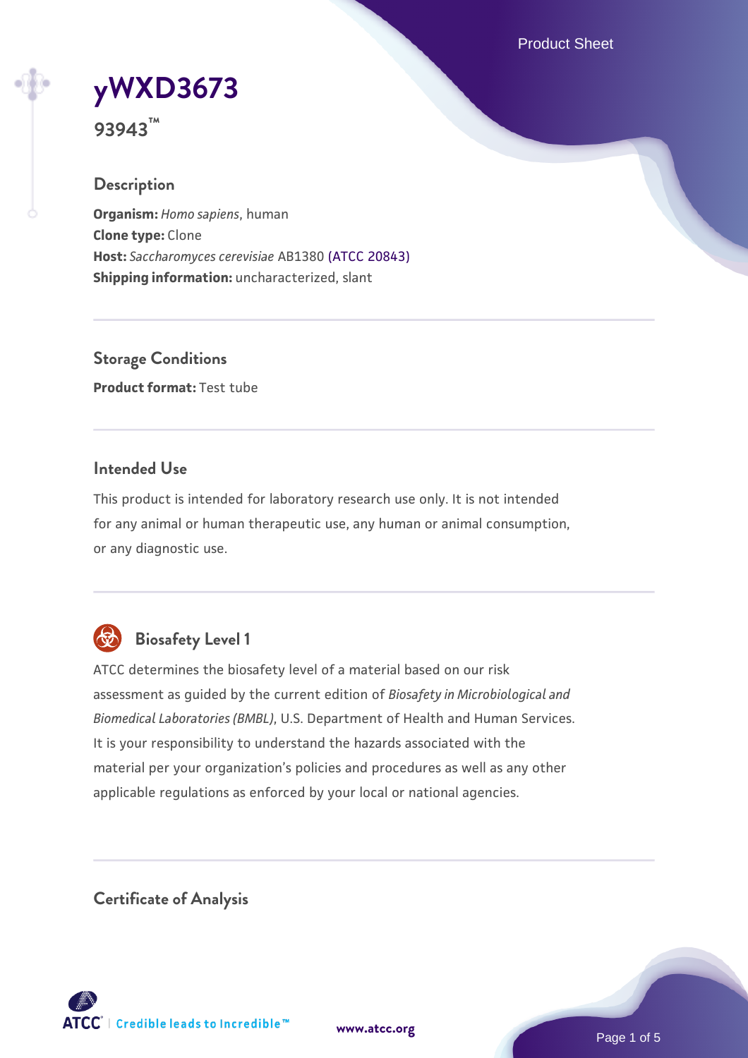# yWXD3673

**93943™**

## Description

**Organism:** *Homo sapiens*, human
**Clone type:** Clone
**Host:** *Saccharomyces cerevisiae* AB1380 (ATCC 20843)
**Shipping information:** uncharacterized, slant

## Storage Conditions

**Product format:** Test tube

## Intended Use

This product is intended for laboratory research use only. It is not intended for any animal or human therapeutic use, any human or animal consumption, or any diagnostic use.

## Biosafety Level 1

ATCC determines the biosafety level of a material based on our risk assessment as guided by the current edition of *Biosafety in Microbiological and Biomedical Laboratories (BMBL)*, U.S. Department of Health and Human Services. It is your responsibility to understand the hazards associated with the material per your organization's policies and procedures as well as any other applicable regulations as enforced by your local or national agencies.

## Certificate of Analysis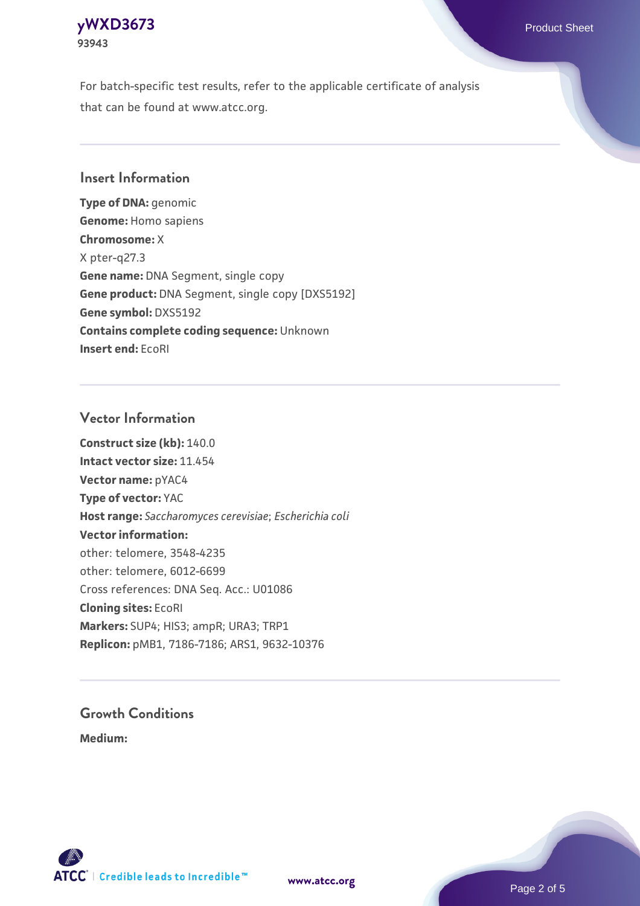For batch-specific test results, refer to the applicable certificate of analysis that can be found at www.atcc.org.

## Insert Information

**Type of DNA:** genomic
**Genome:** Homo sapiens
**Chromosome:** X
X pter-q27.3
**Gene name:** DNA Segment, single copy
**Gene product:** DNA Segment, single copy [DXS5192]
**Gene symbol:** DXS5192
**Contains complete coding sequence:** Unknown
**Insert end:** EcoRI

## Vector Information

**Construct size (kb):** 140.0
**Intact vector size:** 11.454
**Vector name:** pYAC4
**Type of vector:** YAC
**Host range:** *Saccharomyces cerevisiae*; *Escherichia coli*
**Vector information:**
other: telomere, 3548-4235
other: telomere, 6012-6699
Cross references: DNA Seq. Acc.: U01086
**Cloning sites:** EcoRI
**Markers:** SUP4; HIS3; ampR; URA3; TRP1
**Replicon:** pMB1, 7186-7186; ARS1, 9632-10376

## Growth Conditions

**Medium:**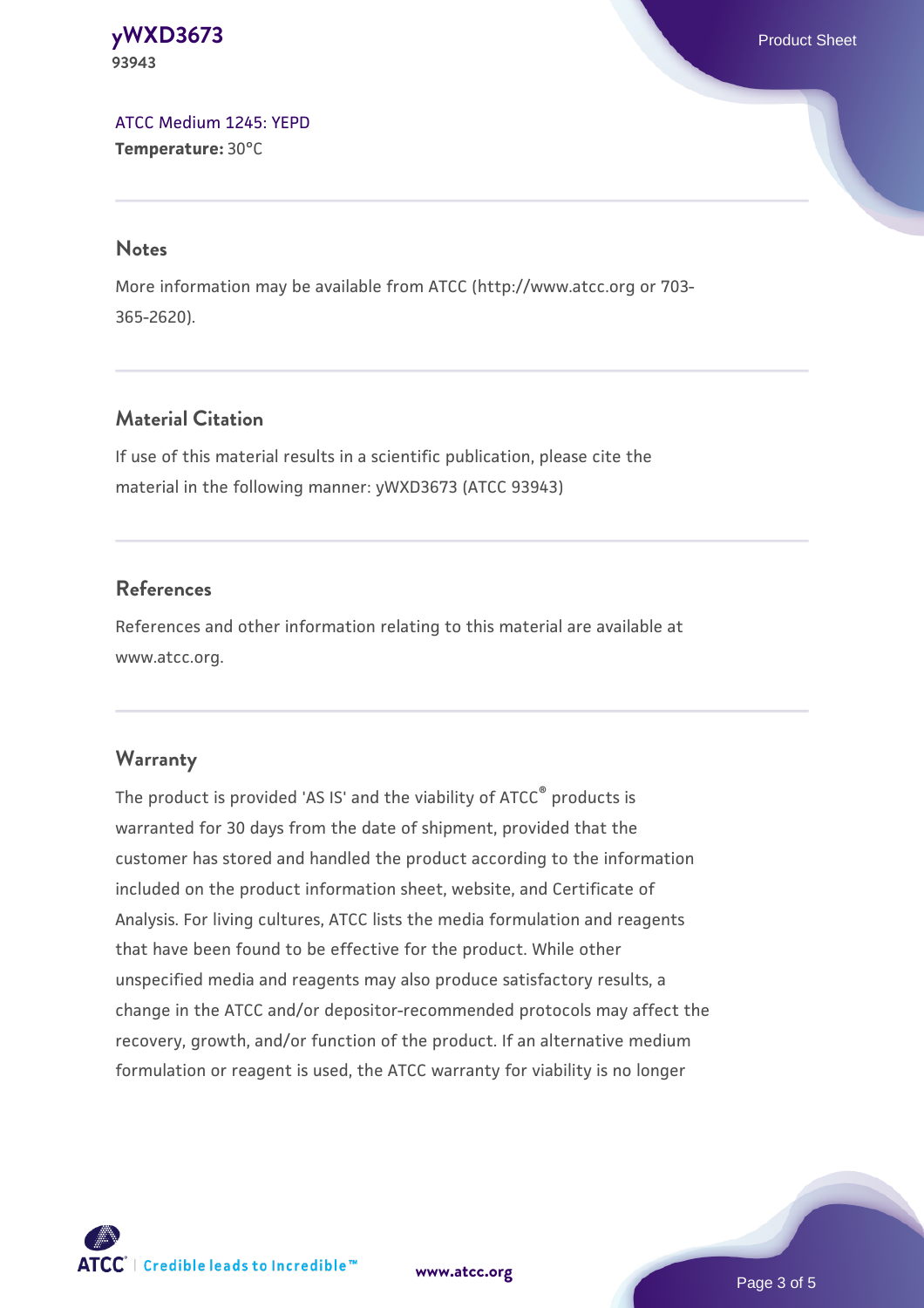[ATCC Medium 1245: YEPD](#)
**Temperature:** 30°C

## Notes

More information may be available from ATCC (http://www.atcc.org or 703-365-2620).

## Material Citation

If use of this material results in a scientific publication, please cite the material in the following manner: yWXD3673 (ATCC 93943)

## References

References and other information relating to this material are available at www.atcc.org.

## Warranty

The product is provided 'AS IS' and the viability of ATCC® products is warranted for 30 days from the date of shipment, provided that the customer has stored and handled the product according to the information included on the product information sheet, website, and Certificate of Analysis. For living cultures, ATCC lists the media formulation and reagents that have been found to be effective for the product. While other unspecified media and reagents may also produce satisfactory results, a change in the ATCC and/or depositor-recommended protocols may affect the recovery, growth, and/or function of the product. If an alternative medium formulation or reagent is used, the ATCC warranty for viability is no longer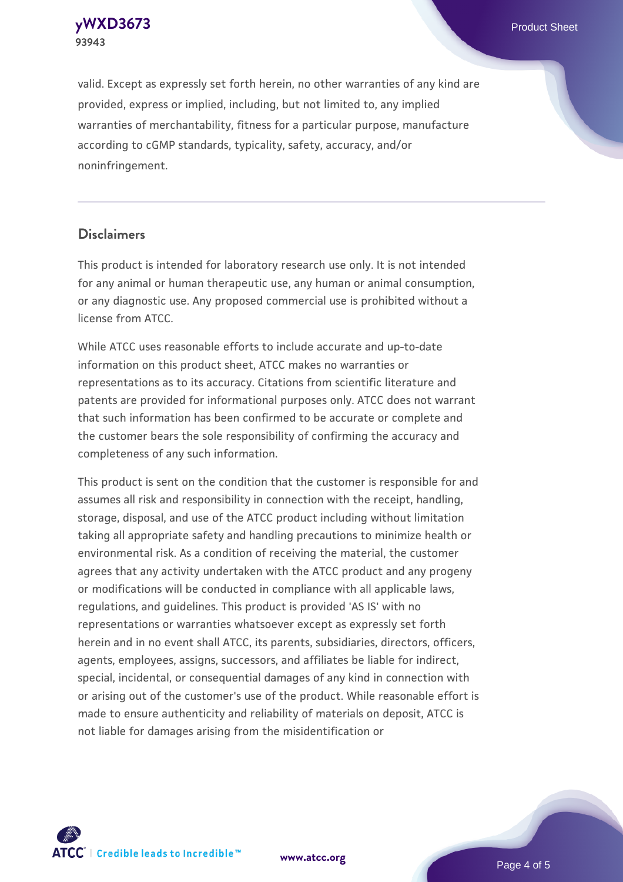valid. Except as expressly set forth herein, no other warranties of any kind are provided, express or implied, including, but not limited to, any implied warranties of merchantability, fitness for a particular purpose, manufacture according to cGMP standards, typicality, safety, accuracy, and/or noninfringement.

## Disclaimers

This product is intended for laboratory research use only. It is not intended for any animal or human therapeutic use, any human or animal consumption, or any diagnostic use. Any proposed commercial use is prohibited without a license from ATCC.

While ATCC uses reasonable efforts to include accurate and up-to-date information on this product sheet, ATCC makes no warranties or representations as to its accuracy. Citations from scientific literature and patents are provided for informational purposes only. ATCC does not warrant that such information has been confirmed to be accurate or complete and the customer bears the sole responsibility of confirming the accuracy and completeness of any such information.

This product is sent on the condition that the customer is responsible for and assumes all risk and responsibility in connection with the receipt, handling, storage, disposal, and use of the ATCC product including without limitation taking all appropriate safety and handling precautions to minimize health or environmental risk. As a condition of receiving the material, the customer agrees that any activity undertaken with the ATCC product and any progeny or modifications will be conducted in compliance with all applicable laws, regulations, and guidelines. This product is provided 'AS IS' with no representations or warranties whatsoever except as expressly set forth herein and in no event shall ATCC, its parents, subsidiaries, directors, officers, agents, employees, assigns, successors, and affiliates be liable for indirect, special, incidental, or consequential damages of any kind in connection with or arising out of the customer's use of the product. While reasonable effort is made to ensure authenticity and reliability of materials on deposit, ATCC is not liable for damages arising from the misidentification or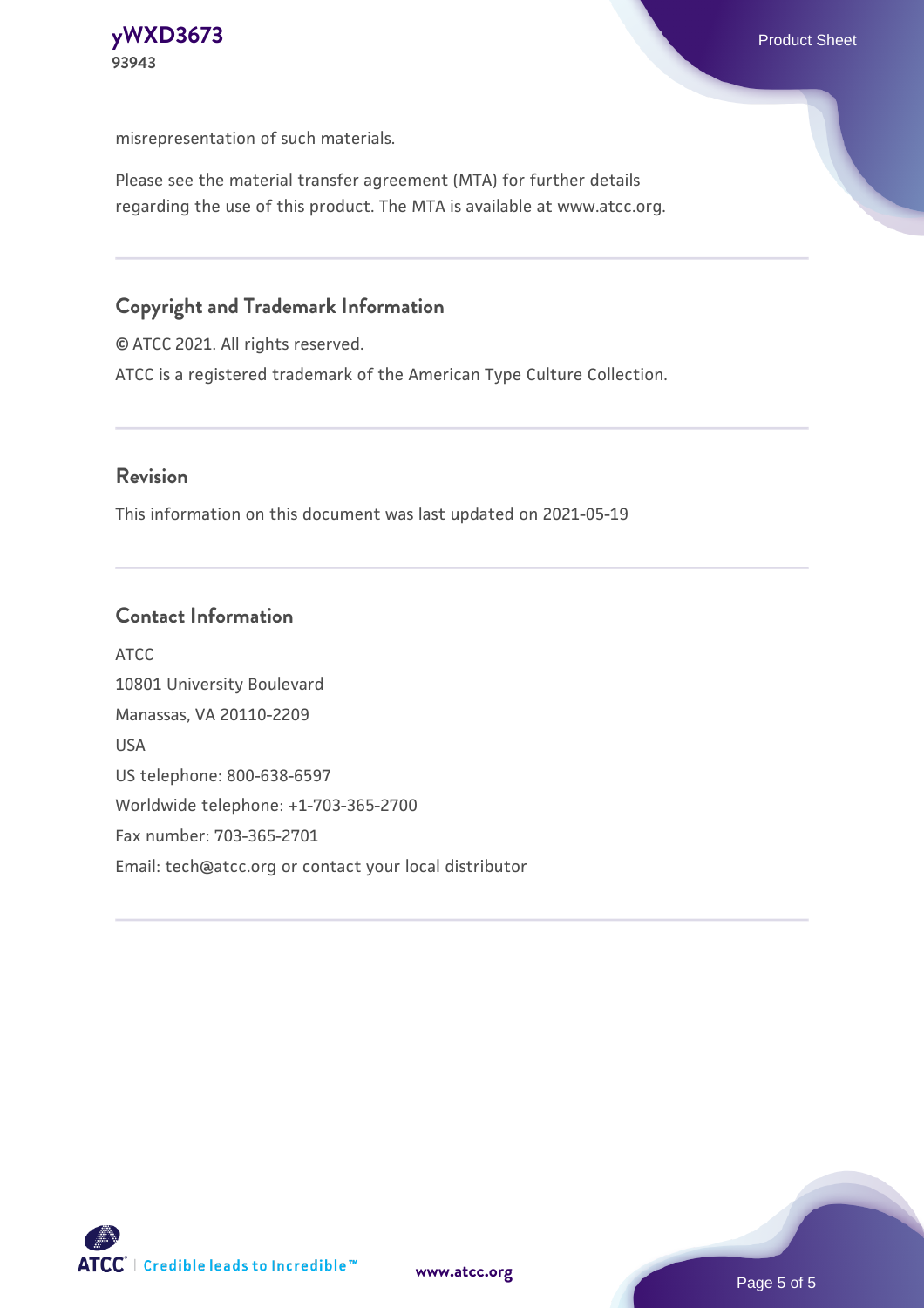misrepresentation of such materials.

Please see the material transfer agreement (MTA) for further details regarding the use of this product. The MTA is available at www.atcc.org.

## Copyright and Trademark Information

© ATCC 2021. All rights reserved.

ATCC is a registered trademark of the American Type Culture Collection.

## Revision

This information on this document was last updated on 2021-05-19

## Contact Information

ATCC
10801 University Boulevard
Manassas, VA 20110-2209
USA
US telephone: 800-638-6597
Worldwide telephone: +1-703-365-2700
Fax number: 703-365-2701
Email: tech@atcc.org or contact your local distributor